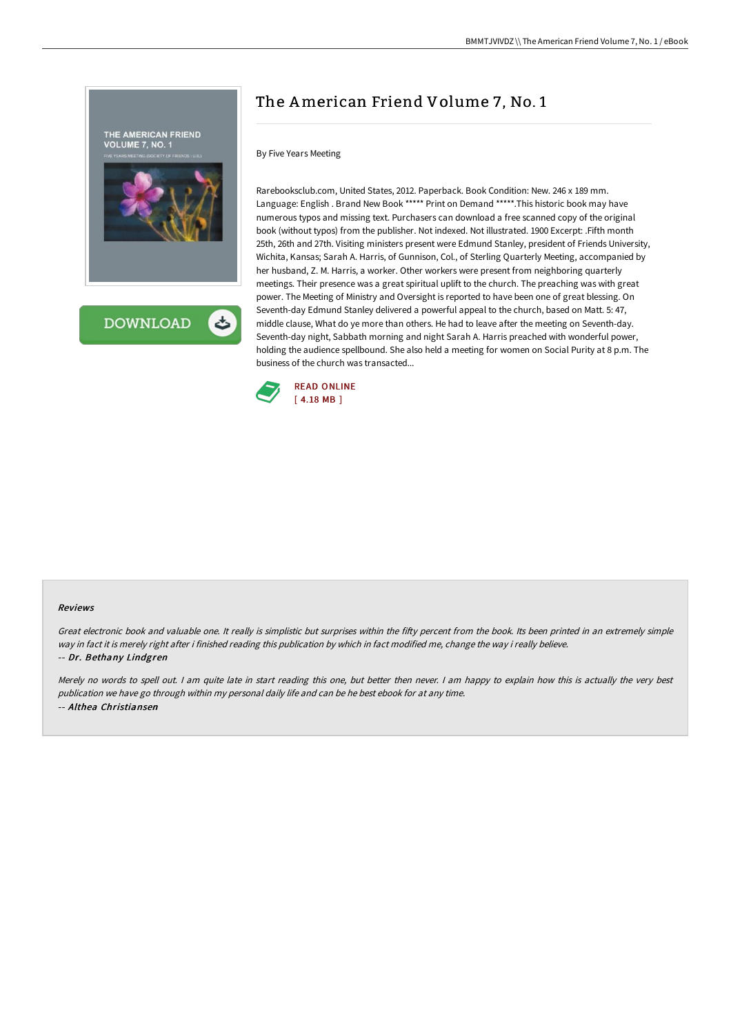# The American Friend Volume 7, No. 1

By Five Years Meeting

Rarebooksclub.com, United States, 2012. Paperback. Book Condition: New. 246 x 189 mm. Language: English . Brand New Book ***** Print on Demand *****.This historic book may have numerous typos and missing text. Purchasers can download a free scanned copy of the original book (without typos) from the publisher. Not indexed. Not illustrated. 1900 Excerpt: .Fifth month 25th, 26th and 27th. Visiting ministers present were Edmund Stanley, president of Friends University, Wichita, Kansas; Sarah A. Harris, of Gunnison, Col., of Sterling Quarterly Meeting, accompanied by her husband, Z. M. Harris, a worker. Other workers were present from neighboring quarterly meetings. Their presence was a great spiritual uplift to the church. The preaching was with great power. The Meeting of Ministry and Oversight is reported to have been one of great blessing. On Seventh-day Edmund Stanley delivered a powerful appeal to the church, based on Matt. 5: 47, middle clause, What do ye more than others. He had to leave after the meeting on Seventh-day. Seventh-day night, Sabbath morning and night Sarah A. Harris preached with wonderful power, holding the audience spellbound. She also held a meeting for women on Social Purity at 8 p.m. The business of the church was transacted...

READ ONLINE
[ 4.18 MB ]

#### Reviews

*Great electronic book and valuable one. It really is simplistic but surprises within the fifty percent from the book. Its been printed in an extremely simple way in fact it is merely right after i finished reading this publication by which in fact modified me, change the way i really believe.*

*-- Dr. Bethany Lindgren*

*Merely no words to spell out. I am quite late in start reading this one, but better then never. I am happy to explain how this is actually the very best publication we have go through within my personal daily life and can be he best ebook for at any time.*

*-- Althea Christiansen*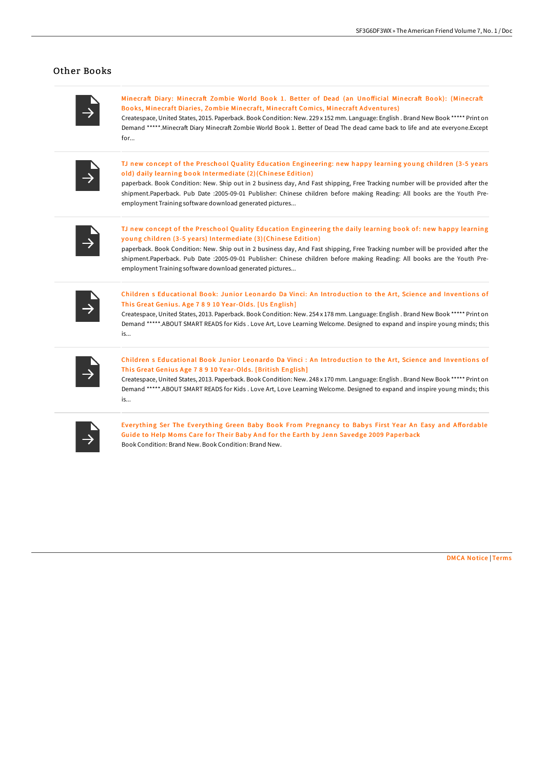## Other Books

**Minecraft Diary: Minecraft Zombie World Book 1. Better of Dead (an Unofficial Minecraft Book): (Minecraft Books, Minecraft Diaries, Zombie Minecraft, Minecraft Comics, Minecraft Adventures)**

Createspace, United States, 2015. Paperback. Book Condition: New. 229 x 152 mm. Language: English . Brand New Book ***** Print on Demand *****.Minecraft Diary Minecraft Zombie World Book 1. Better of Dead The dead came back to life and ate everyone.Except for...

**TJ new concept of the Preschool Quality Education Engineering: new happy learning young children (3-5 years old) daily learning book Intermediate (2)(Chinese Edition)**

paperback. Book Condition: New. Ship out in 2 business day, And Fast shipping, Free Tracking number will be provided after the shipment.Paperback. Pub Date :2005-09-01 Publisher: Chinese children before making Reading: All books are the Youth Pre-employment Training software download generated pictures...

**TJ new concept of the Preschool Quality Education Engineering the daily learning book of: new happy learning young children (3-5 years) Intermediate (3)(Chinese Edition)**

paperback. Book Condition: New. Ship out in 2 business day, And Fast shipping, Free Tracking number will be provided after the shipment.Paperback. Pub Date :2005-09-01 Publisher: Chinese children before making Reading: All books are the Youth Pre-employment Training software download generated pictures...

**Children s Educational Book: Junior Leonardo Da Vinci: An Introduction to the Art, Science and Inventions of This Great Genius. Age 7 8 9 10 Year-Olds. [Us English]**

Createspace, United States, 2013. Paperback. Book Condition: New. 254 x 178 mm. Language: English . Brand New Book ***** Print on Demand *****.ABOUT SMART READS for Kids . Love Art, Love Learning Welcome. Designed to expand and inspire young minds; this is...

**Children s Educational Book Junior Leonardo Da Vinci : An Introduction to the Art, Science and Inventions of This Great Genius Age 7 8 9 10 Year-Olds. [British English]**

Createspace, United States, 2013. Paperback. Book Condition: New. 248 x 170 mm. Language: English . Brand New Book ***** Print on Demand *****.ABOUT SMART READS for Kids . Love Art, Love Learning Welcome. Designed to expand and inspire young minds; this is...

**Everything Ser The Everything Green Baby Book From Pregnancy to Babys First Year An Easy and Affordable Guide to Help Moms Care for Their Baby And for the Earth by Jenn Savedge 2009 Paperback**

Book Condition: Brand New. Book Condition: Brand New.